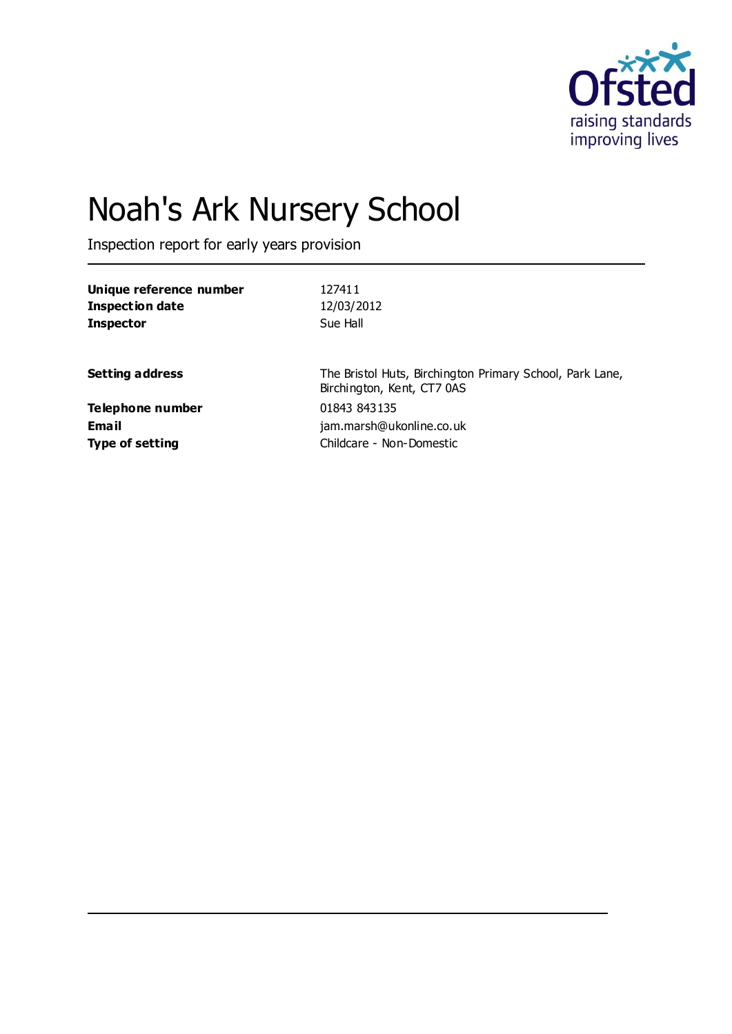# Noah's Ark Nursery School

Inspection report for early years provision

| | |
|---|---|
| **Unique reference number** | 127411 |
| **Inspection date** | 12/03/2012 |
| **Inspector** | Sue Hall |
| | |
| **Setting address** | The Bristol Huts, Birchington Primary School, Park Lane, Birchington, Kent, CT7 0AS |
| **Telephone number** | 01843 843135 |
| **Email** | jam.marsh@ukonline.co.uk |
| **Type of setting** | Childcare - Non-Domestic |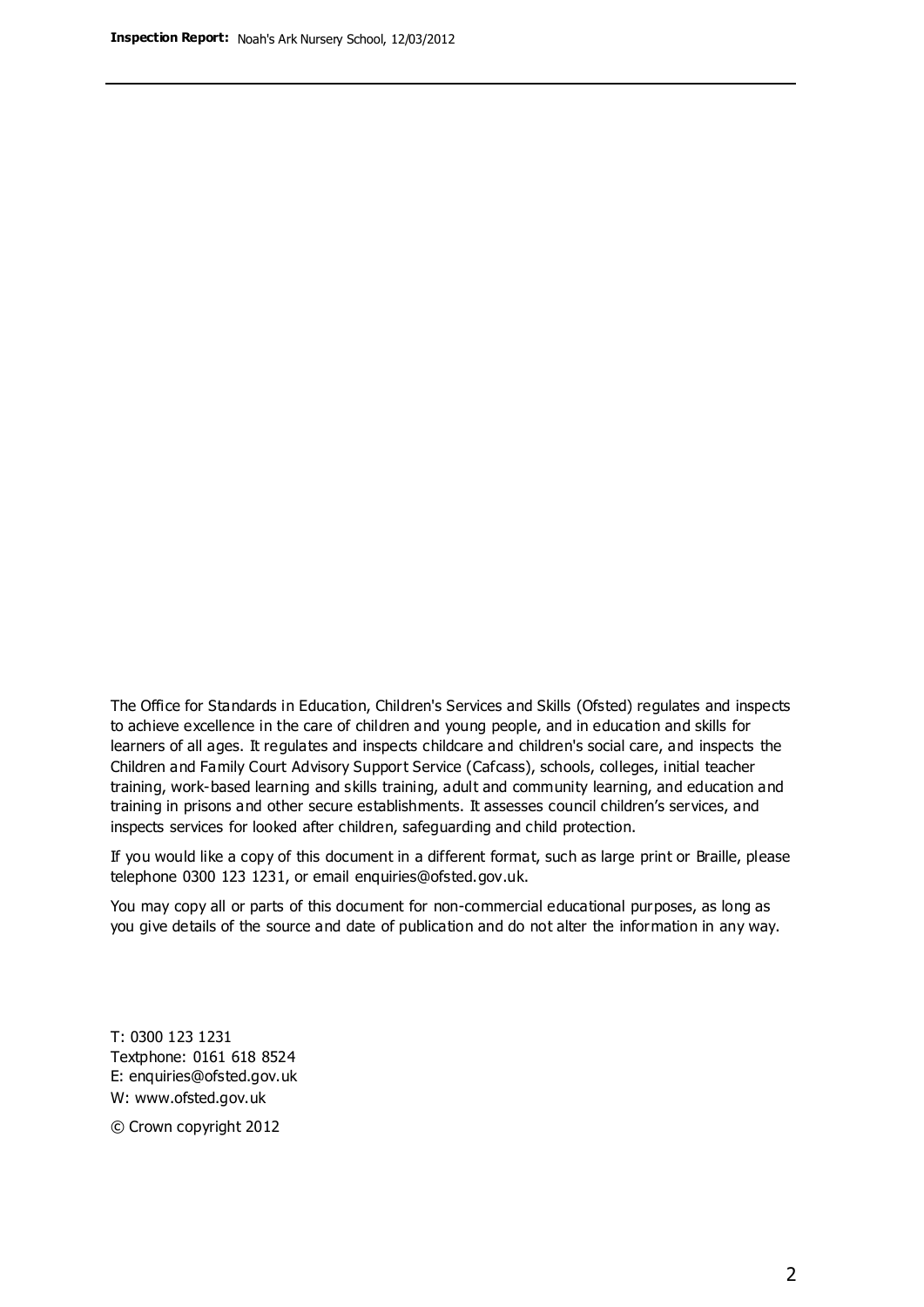The Office for Standards in Education, Children's Services and Skills (Ofsted) regulates and inspects to achieve excellence in the care of children and young people, and in education and skills for learners of all ages. It regulates and inspects childcare and children's social care, and inspects the Children and Family Court Advisory Support Service (Cafcass), schools, colleges, initial teacher training, work-based learning and skills training, adult and community learning, and education and training in prisons and other secure establishments. It assesses council children's services, and inspects services for looked after children, safeguarding and child protection.

If you would like a copy of this document in a different format, such as large print or Braille, please telephone 0300 123 1231, or email enquiries@ofsted.gov.uk.

You may copy all or parts of this document for non-commercial educational purposes, as long as you give details of the source and date of publication and do not alter the information in any way.

T: 0300 123 1231
Textphone: 0161 618 8524
E: enquiries@ofsted.gov.uk
W: www.ofsted.gov.uk

© Crown copyright 2012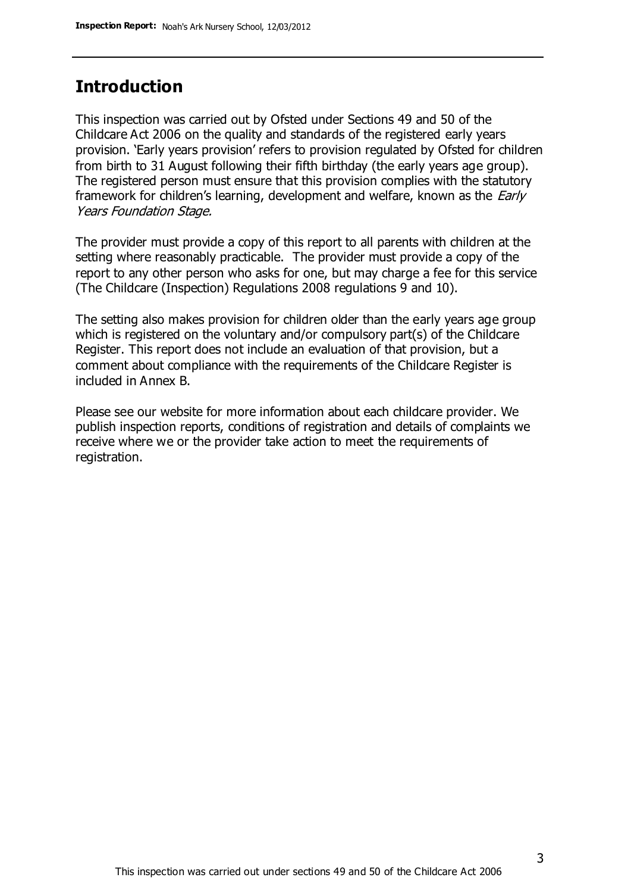## Introduction

This inspection was carried out by Ofsted under Sections 49 and 50 of the Childcare Act 2006 on the quality and standards of the registered early years provision. 'Early years provision' refers to provision regulated by Ofsted for children from birth to 31 August following their fifth birthday (the early years age group). The registered person must ensure that this provision complies with the statutory framework for children's learning, development and welfare, known as the *Early Years Foundation Stage.*

The provider must provide a copy of this report to all parents with children at the setting where reasonably practicable. The provider must provide a copy of the report to any other person who asks for one, but may charge a fee for this service (The Childcare (Inspection) Regulations 2008 regulations 9 and 10).

The setting also makes provision for children older than the early years age group which is registered on the voluntary and/or compulsory part(s) of the Childcare Register. This report does not include an evaluation of that provision, but a comment about compliance with the requirements of the Childcare Register is included in Annex B.

Please see our website for more information about each childcare provider. We publish inspection reports, conditions of registration and details of complaints we receive where we or the provider take action to meet the requirements of registration.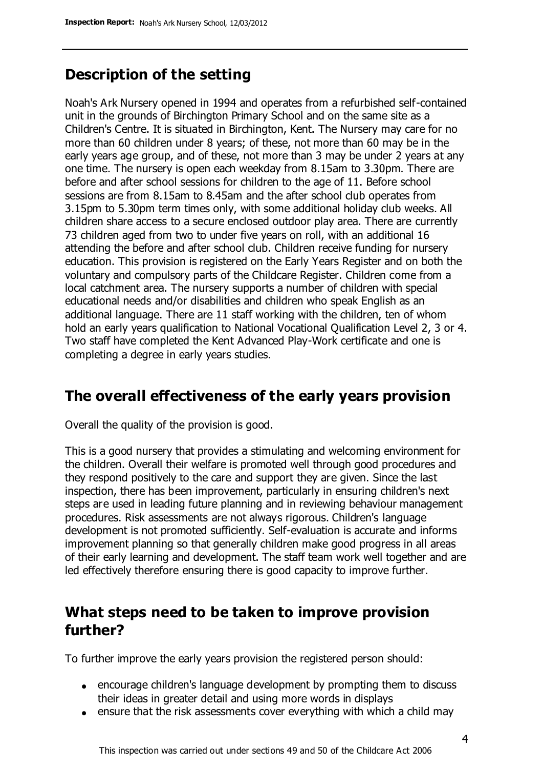## Description of the setting

Noah's Ark Nursery opened in 1994 and operates from a refurbished self-contained unit in the grounds of Birchington Primary School and on the same site as a Children's Centre. It is situated in Birchington, Kent. The Nursery may care for no more than 60 children under 8 years; of these, not more than 60 may be in the early years age group, and of these, not more than 3 may be under 2 years at any one time. The nursery is open each weekday from 8.15am to 3.30pm. There are before and after school sessions for children to the age of 11. Before school sessions are from 8.15am to 8.45am and the after school club operates from 3.15pm to 5.30pm term times only, with some additional holiday club weeks. All children share access to a secure enclosed outdoor play area. There are currently 73 children aged from two to under five years on roll, with an additional 16 attending the before and after school club. Children receive funding for nursery education. This provision is registered on the Early Years Register and on both the voluntary and compulsory parts of the Childcare Register. Children come from a local catchment area. The nursery supports a number of children with special educational needs and/or disabilities and children who speak English as an additional language. There are 11 staff working with the children, ten of whom hold an early years qualification to National Vocational Qualification Level 2, 3 or 4. Two staff have completed the Kent Advanced Play-Work certificate and one is completing a degree in early years studies.

## The overall effectiveness of the early years provision

Overall the quality of the provision is good.

This is a good nursery that provides a stimulating and welcoming environment for the children. Overall their welfare is promoted well through good procedures and they respond positively to the care and support they are given. Since the last inspection, there has been improvement, particularly in ensuring children's next steps are used in leading future planning and in reviewing behaviour management procedures. Risk assessments are not always rigorous. Children's language development is not promoted sufficiently. Self-evaluation is accurate and informs improvement planning so that generally children make good progress in all areas of their early learning and development. The staff team work well together and are led effectively therefore ensuring there is good capacity to improve further.

## What steps need to be taken to improve provision further?

To further improve the early years provision the registered person should:

- encourage children's language development by prompting them to discuss their ideas in greater detail and using more words in displays
- ensure that the risk assessments cover everything with which a child may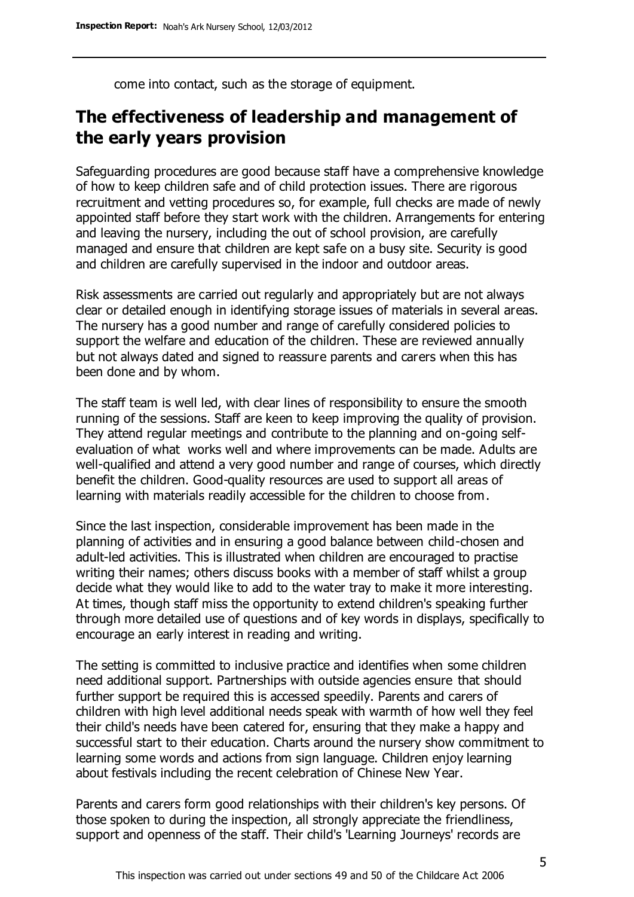come into contact, such as the storage of equipment.

## The effectiveness of leadership and management of the early years provision

Safeguarding procedures are good because staff have a comprehensive knowledge of how to keep children safe and of child protection issues. There are rigorous recruitment and vetting procedures so, for example, full checks are made of newly appointed staff before they start work with the children. Arrangements for entering and leaving the nursery, including the out of school provision, are carefully managed and ensure that children are kept safe on a busy site. Security is good and children are carefully supervised in the indoor and outdoor areas.

Risk assessments are carried out regularly and appropriately but are not always clear or detailed enough in identifying storage issues of materials in several areas. The nursery has a good number and range of carefully considered policies to support the welfare and education of the children. These are reviewed annually but not always dated and signed to reassure parents and carers when this has been done and by whom.

The staff team is well led, with clear lines of responsibility to ensure the smooth running of the sessions. Staff are keen to keep improving the quality of provision. They attend regular meetings and contribute to the planning and on-going self-evaluation of what works well and where improvements can be made. Adults are well-qualified and attend a very good number and range of courses, which directly benefit the children. Good-quality resources are used to support all areas of learning with materials readily accessible for the children to choose from.

Since the last inspection, considerable improvement has been made in the planning of activities and in ensuring a good balance between child-chosen and adult-led activities. This is illustrated when children are encouraged to practise writing their names; others discuss books with a member of staff whilst a group decide what they would like to add to the water tray to make it more interesting. At times, though staff miss the opportunity to extend children's speaking further through more detailed use of questions and of key words in displays, specifically to encourage an early interest in reading and writing.

The setting is committed to inclusive practice and identifies when some children need additional support. Partnerships with outside agencies ensure that should further support be required this is accessed speedily. Parents and carers of children with high level additional needs speak with warmth of how well they feel their child's needs have been catered for, ensuring that they make a happy and successful start to their education. Charts around the nursery show commitment to learning some words and actions from sign language. Children enjoy learning about festivals including the recent celebration of Chinese New Year.

Parents and carers form good relationships with their children's key persons. Of those spoken to during the inspection, all strongly appreciate the friendliness, support and openness of the staff. Their child's 'Learning Journeys' records are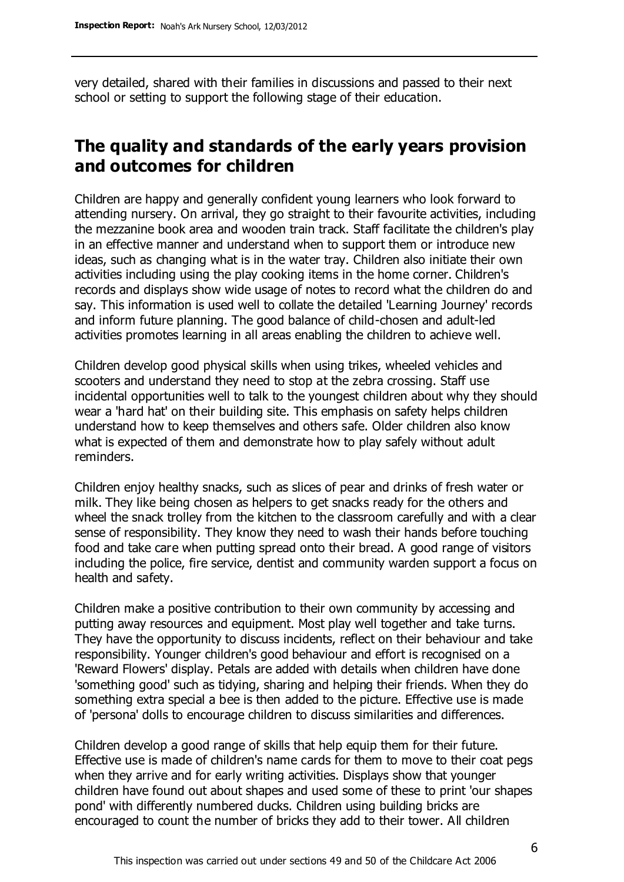very detailed, shared with their families in discussions and passed to their next school or setting to support the following stage of their education.

## The quality and standards of the early years provision and outcomes for children

Children are happy and generally confident young learners who look forward to attending nursery. On arrival, they go straight to their favourite activities, including the mezzanine book area and wooden train track. Staff facilitate the children's play in an effective manner and understand when to support them or introduce new ideas, such as changing what is in the water tray. Children also initiate their own activities including using the play cooking items in the home corner. Children's records and displays show wide usage of notes to record what the children do and say. This information is used well to collate the detailed 'Learning Journey' records and inform future planning. The good balance of child-chosen and adult-led activities promotes learning in all areas enabling the children to achieve well.

Children develop good physical skills when using trikes, wheeled vehicles and scooters and understand they need to stop at the zebra crossing. Staff use incidental opportunities well to talk to the youngest children about why they should wear a 'hard hat' on their building site. This emphasis on safety helps children understand how to keep themselves and others safe. Older children also know what is expected of them and demonstrate how to play safely without adult reminders.

Children enjoy healthy snacks, such as slices of pear and drinks of fresh water or milk. They like being chosen as helpers to get snacks ready for the others and wheel the snack trolley from the kitchen to the classroom carefully and with a clear sense of responsibility. They know they need to wash their hands before touching food and take care when putting spread onto their bread. A good range of visitors including the police, fire service, dentist and community warden support a focus on health and safety.

Children make a positive contribution to their own community by accessing and putting away resources and equipment. Most play well together and take turns. They have the opportunity to discuss incidents, reflect on their behaviour and take responsibility. Younger children's good behaviour and effort is recognised on a 'Reward Flowers' display. Petals are added with details when children have done 'something good' such as tidying, sharing and helping their friends. When they do something extra special a bee is then added to the picture. Effective use is made of 'persona' dolls to encourage children to discuss similarities and differences.

Children develop a good range of skills that help equip them for their future. Effective use is made of children's name cards for them to move to their coat pegs when they arrive and for early writing activities. Displays show that younger children have found out about shapes and used some of these to print 'our shapes pond' with differently numbered ducks. Children using building bricks are encouraged to count the number of bricks they add to their tower. All children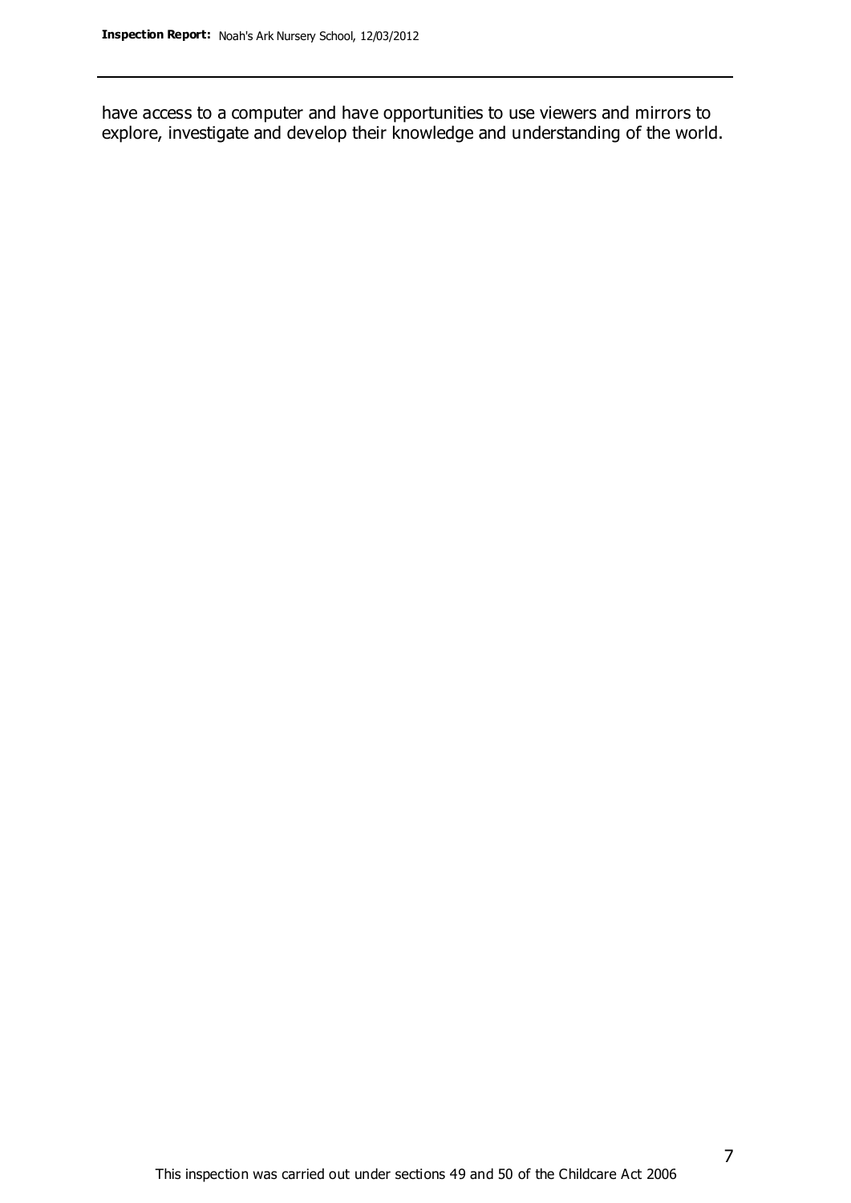have access to a computer and have opportunities to use viewers and mirrors to explore, investigate and develop their knowledge and understanding of the world.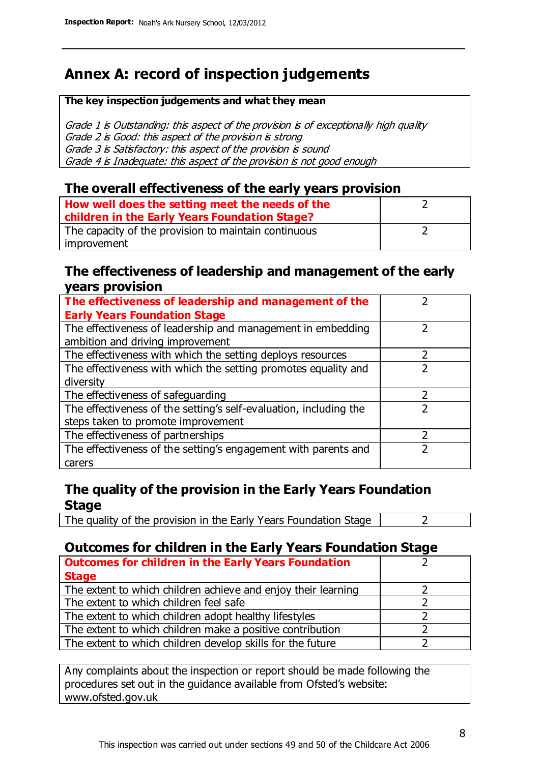# Annex A: record of inspection judgements

| The key inspection judgements and what they mean |
|---|
| *Grade 1 is Outstanding: this aspect of the provision is of exceptionally high quality*<br>*Grade 2 is Good: this aspect of the provision is strong*<br>*Grade 3 is Satisfactory: this aspect of the provision is sound*<br>*Grade 4 is Inadequate: this aspect of the provision is not good enough* |

## The overall effectiveness of the early years provision

| | |
|---|---|
| **How well does the setting meet the needs of the children in the Early Years Foundation Stage?** | 2 |
| The capacity of the provision to maintain continuous improvement | 2 |

## The effectiveness of leadership and management of the early years provision

| | |
|---|---|
| **The effectiveness of leadership and management of the Early Years Foundation Stage** | 2 |
| The effectiveness of leadership and management in embedding ambition and driving improvement | 2 |
| The effectiveness with which the setting deploys resources | 2 |
| The effectiveness with which the setting promotes equality and diversity | 2 |
| The effectiveness of safeguarding | 2 |
| The effectiveness of the setting's self-evaluation, including the steps taken to promote improvement | 2 |
| The effectiveness of partnerships | 2 |
| The effectiveness of the setting's engagement with parents and carers | 2 |

## The quality of the provision in the Early Years Foundation Stage

| | |
|---|---|
| The quality of the provision in the Early Years Foundation Stage | 2 |

## Outcomes for children in the Early Years Foundation Stage

| | |
|---|---|
| **Outcomes for children in the Early Years Foundation Stage** | 2 |
| The extent to which children achieve and enjoy their learning | 2 |
| The extent to which children feel safe | 2 |
| The extent to which children adopt healthy lifestyles | 2 |
| The extent to which children make a positive contribution | 2 |
| The extent to which children develop skills for the future | 2 |

Any complaints about the inspection or report should be made following the procedures set out in the guidance available from Ofsted's website: www.ofsted.gov.uk

This inspection was carried out under sections 49 and 50 of the Childcare Act 2006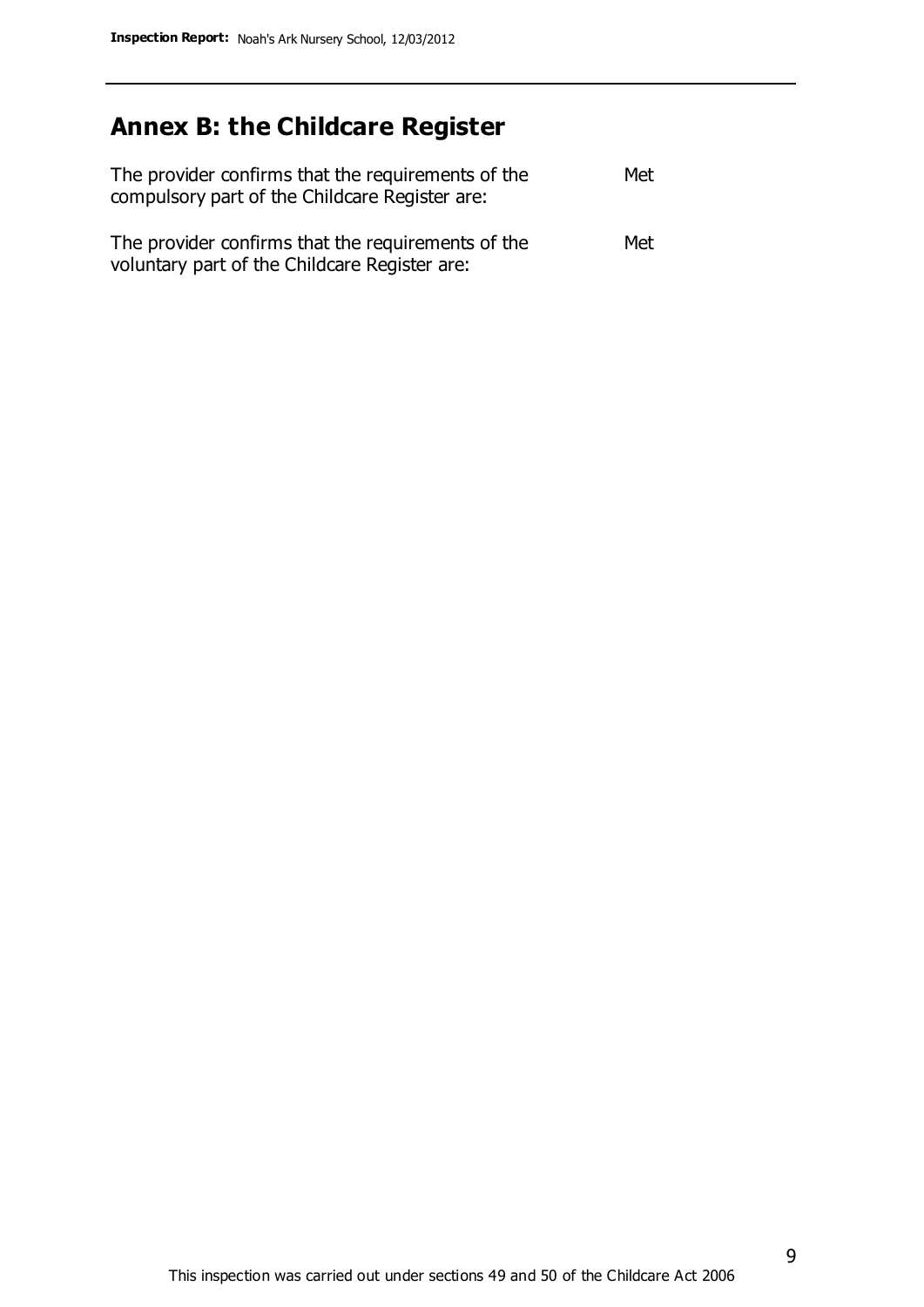## Annex B: the Childcare Register

| | |
|---|---|
| The provider confirms that the requirements of the compulsory part of the Childcare Register are: | Met |
| The provider confirms that the requirements of the voluntary part of the Childcare Register are: | Met |

This inspection was carried out under sections 49 and 50 of the Childcare Act 2006